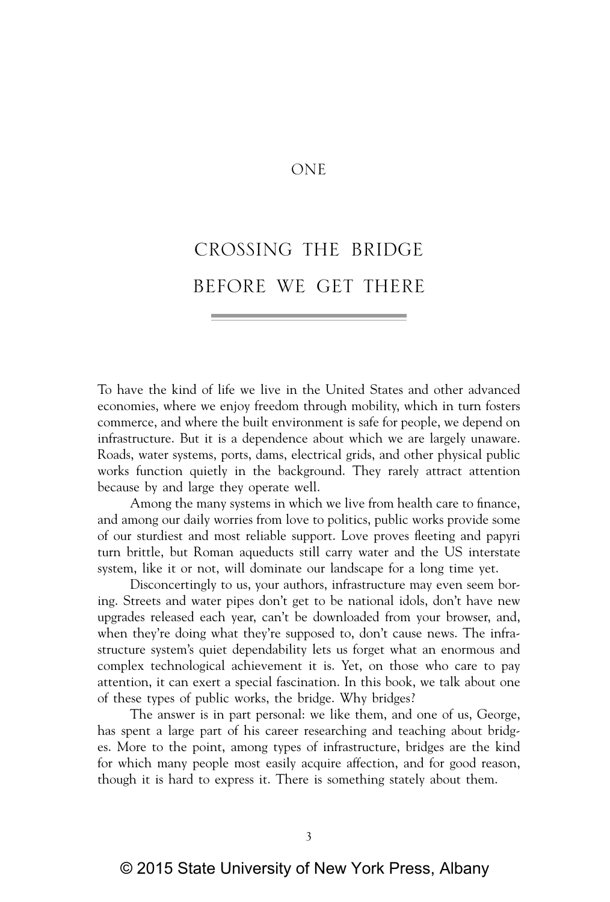# ONE

# CROSSING THE BRIDGE BEFORE WE GET THERE

To have the kind of life we live in the United States and other advanced economies, where we enjoy freedom through mobility, which in turn fosters commerce, and where the built environment is safe for people, we depend on infrastructure. But it is a dependence about which we are largely unaware. Roads, water systems, ports, dams, electrical grids, and other physical public works function quietly in the background. They rarely attract attention because by and large they operate well.

Among the many systems in which we live from health care to finance, and among our daily worries from love to politics, public works provide some of our sturdiest and most reliable support. Love proves fleeting and papyri turn brittle, but Roman aqueducts still carry water and the US interstate system, like it or not, will dominate our landscape for a long time yet.

Disconcertingly to us, your authors, infrastructure may even seem boring. Streets and water pipes don't get to be national idols, don't have new upgrades released each year, can't be downloaded from your browser, and, when they're doing what they're supposed to, don't cause news. The infrastructure system's quiet dependability lets us forget what an enormous and complex technological achievement it is. Yet, on those who care to pay attention, it can exert a special fascination. In this book, we talk about one of these types of public works, the bridge. Why bridges?

The answer is in part personal: we like them, and one of us, George, has spent a large part of his career researching and teaching about bridges. More to the point, among types of infrastructure, bridges are the kind for which many people most easily acquire affection, and for good reason, though it is hard to express it. There is something stately about them.

© 2015 State University of New York Press, Albany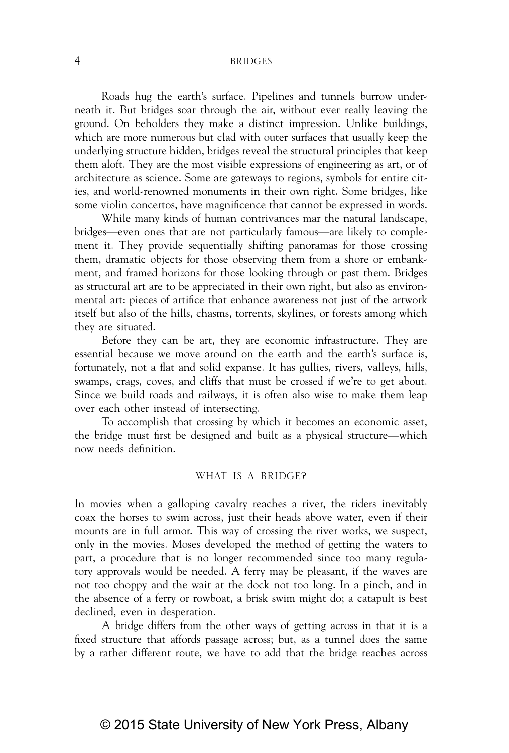Roads hug the earth's surface. Pipelines and tunnels burrow underneath it. But bridges soar through the air, without ever really leaving the ground. On beholders they make a distinct impression. Unlike buildings, which are more numerous but clad with outer surfaces that usually keep the underlying structure hidden, bridges reveal the structural principles that keep them aloft. They are the most visible expressions of engineering as art, or of architecture as science. Some are gateways to regions, symbols for entire cities, and world-renowned monuments in their own right. Some bridges, like some violin concertos, have magnificence that cannot be expressed in words.

While many kinds of human contrivances mar the natural landscape, bridges—even ones that are not particularly famous—are likely to complement it. They provide sequentially shifting panoramas for those crossing them, dramatic objects for those observing them from a shore or embankment, and framed horizons for those looking through or past them. Bridges as structural art are to be appreciated in their own right, but also as environmental art: pieces of artifice that enhance awareness not just of the artwork itself but also of the hills, chasms, torrents, skylines, or forests among which they are situated.

Before they can be art, they are economic infrastructure. They are essential because we move around on the earth and the earth's surface is, fortunately, not a flat and solid expanse. It has gullies, rivers, valleys, hills, swamps, crags, coves, and cliffs that must be crossed if we're to get about. Since we build roads and railways, it is often also wise to make them leap over each other instead of intersecting.

To accomplish that crossing by which it becomes an economic asset, the bridge must first be designed and built as a physical structure—which now needs definition.

## WHAT IS A BRIDGE?

In movies when a galloping cavalry reaches a river, the riders inevitably coax the horses to swim across, just their heads above water, even if their mounts are in full armor. This way of crossing the river works, we suspect, only in the movies. Moses developed the method of getting the waters to part, a procedure that is no longer recommended since too many regulatory approvals would be needed. A ferry may be pleasant, if the waves are not too choppy and the wait at the dock not too long. In a pinch, and in the absence of a ferry or rowboat, a brisk swim might do; a catapult is best declined, even in desperation.

A bridge differs from the other ways of getting across in that it is a fixed structure that affords passage across; but, as a tunnel does the same by a rather different route, we have to add that the bridge reaches across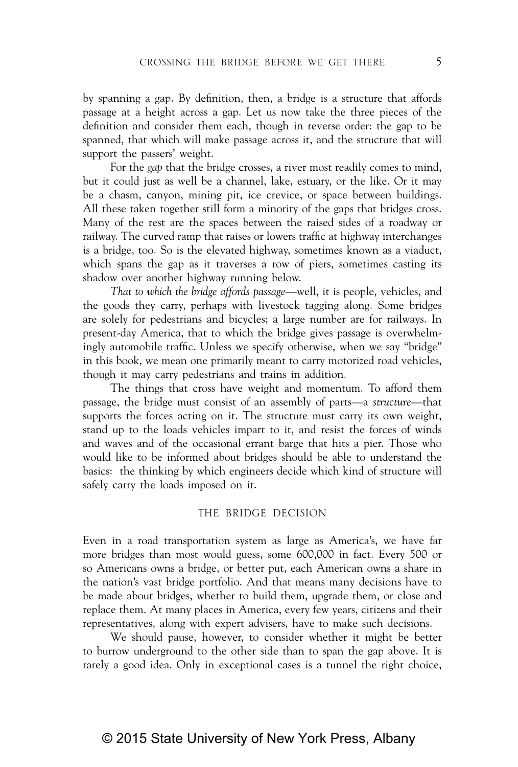by spanning a gap. By definition, then, a bridge is a structure that affords passage at a height across a gap. Let us now take the three pieces of the definition and consider them each, though in reverse order: the gap to be spanned, that which will make passage across it, and the structure that will support the passers' weight.

For the *gap* that the bridge crosses, a river most readily comes to mind, but it could just as well be a channel, lake, estuary, or the like. Or it may be a chasm, canyon, mining pit, ice crevice, or space between buildings. All these taken together still form a minority of the gaps that bridges cross. Many of the rest are the spaces between the raised sides of a roadway or railway. The curved ramp that raises or lowers traffic at highway interchanges is a bridge, too. So is the elevated highway, sometimes known as a viaduct, which spans the gap as it traverses a row of piers, sometimes casting its shadow over another highway running below.

*That to which the bridge affords passage*—well, it is people, vehicles, and the goods they carry, perhaps with livestock tagging along. Some bridges are solely for pedestrians and bicycles; a large number are for railways. In present-day America, that to which the bridge gives passage is overwhelmingly automobile traffic. Unless we specify otherwise, when we say "bridge" in this book, we mean one primarily meant to carry motorized road vehicles, though it may carry pedestrians and trains in addition.

The things that cross have weight and momentum. To afford them passage, the bridge must consist of an assembly of parts—a *structure*—that supports the forces acting on it. The structure must carry its own weight, stand up to the loads vehicles impart to it, and resist the forces of winds and waves and of the occasional errant barge that hits a pier. Those who would like to be informed about bridges should be able to understand the basics: the thinking by which engineers decide which kind of structure will safely carry the loads imposed on it.

## THE BRIDGE DECISION

Even in a road transportation system as large as America's, we have far more bridges than most would guess, some 600,000 in fact. Every 500 or so Americans owns a bridge, or better put, each American owns a share in the nation's vast bridge portfolio. And that means many decisions have to be made about bridges, whether to build them, upgrade them, or close and replace them. At many places in America, every few years, citizens and their representatives, along with expert advisers, have to make such decisions.

We should pause, however, to consider whether it might be better to burrow underground to the other side than to span the gap above. It is rarely a good idea. Only in exceptional cases is a tunnel the right choice,

© 2015 State University of New York Press, Albany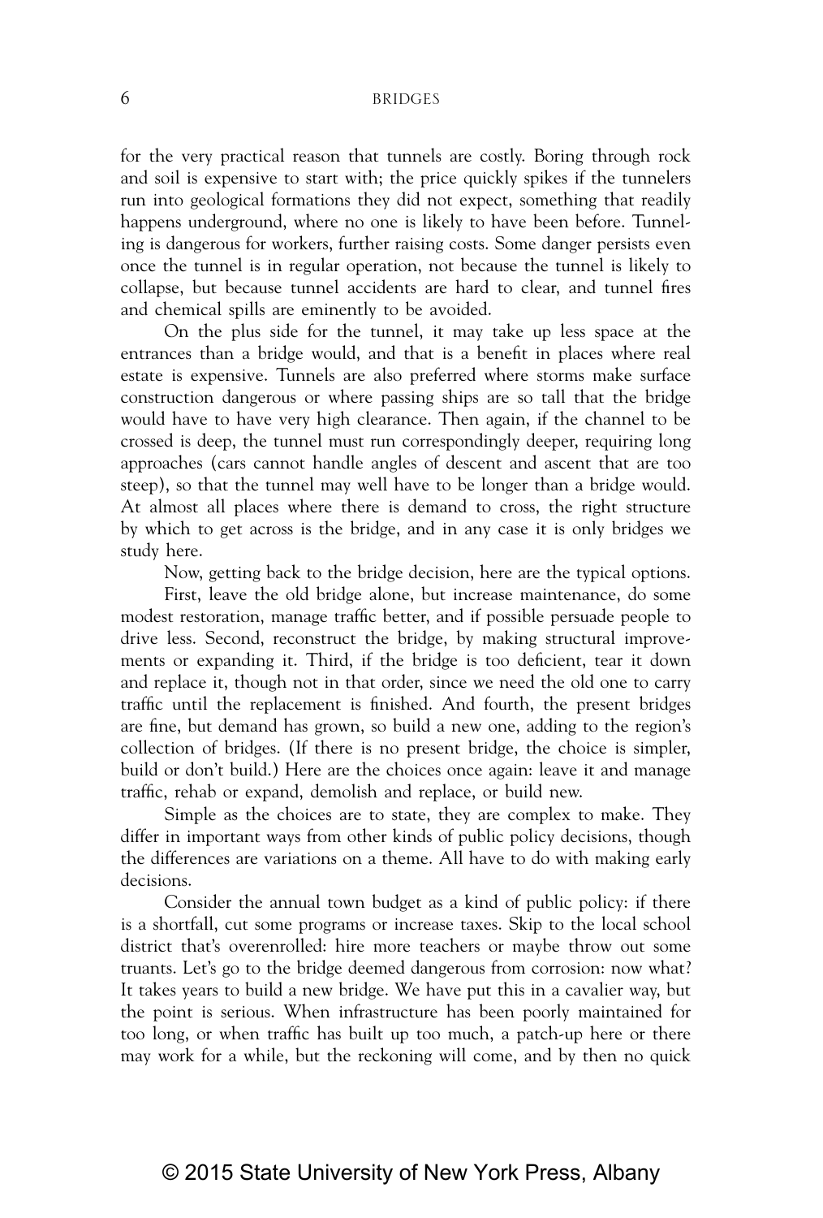for the very practical reason that tunnels are costly. Boring through rock and soil is expensive to start with; the price quickly spikes if the tunnelers run into geological formations they did not expect, something that readily happens underground, where no one is likely to have been before. Tunneling is dangerous for workers, further raising costs. Some danger persists even once the tunnel is in regular operation, not because the tunnel is likely to collapse, but because tunnel accidents are hard to clear, and tunnel fires and chemical spills are eminently to be avoided.

On the plus side for the tunnel, it may take up less space at the entrances than a bridge would, and that is a benefit in places where real estate is expensive. Tunnels are also preferred where storms make surface construction dangerous or where passing ships are so tall that the bridge would have to have very high clearance. Then again, if the channel to be crossed is deep, the tunnel must run correspondingly deeper, requiring long approaches (cars cannot handle angles of descent and ascent that are too steep), so that the tunnel may well have to be longer than a bridge would. At almost all places where there is demand to cross, the right structure by which to get across is the bridge, and in any case it is only bridges we study here.

Now, getting back to the bridge decision, here are the typical options.

First, leave the old bridge alone, but increase maintenance, do some modest restoration, manage traffic better, and if possible persuade people to drive less. Second, reconstruct the bridge, by making structural improvements or expanding it. Third, if the bridge is too deficient, tear it down and replace it, though not in that order, since we need the old one to carry traffic until the replacement is finished. And fourth, the present bridges are fine, but demand has grown, so build a new one, adding to the region's collection of bridges. (If there is no present bridge, the choice is simpler, build or don't build.) Here are the choices once again: leave it and manage traffic, rehab or expand, demolish and replace, or build new.

Simple as the choices are to state, they are complex to make. They differ in important ways from other kinds of public policy decisions, though the differences are variations on a theme. All have to do with making early decisions.

Consider the annual town budget as a kind of public policy: if there is a shortfall, cut some programs or increase taxes. Skip to the local school district that's overenrolled: hire more teachers or maybe throw out some truants. Let's go to the bridge deemed dangerous from corrosion: now what? It takes years to build a new bridge. We have put this in a cavalier way, but the point is serious. When infrastructure has been poorly maintained for too long, or when traffic has built up too much, a patch-up here or there may work for a while, but the reckoning will come, and by then no quick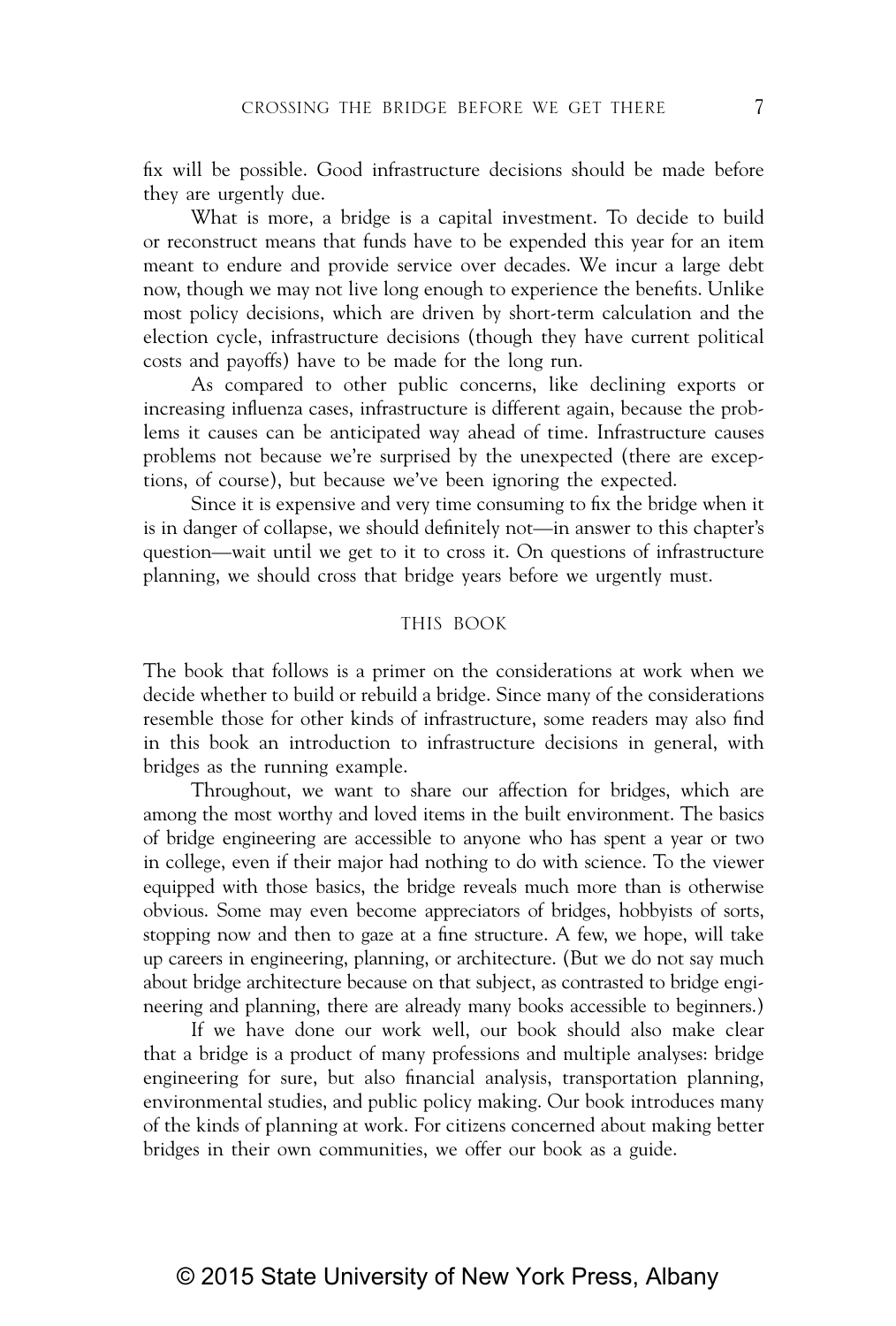fix will be possible. Good infrastructure decisions should be made before they are urgently due.

What is more, a bridge is a capital investment. To decide to build or reconstruct means that funds have to be expended this year for an item meant to endure and provide service over decades. We incur a large debt now, though we may not live long enough to experience the benefits. Unlike most policy decisions, which are driven by short-term calculation and the election cycle, infrastructure decisions (though they have current political costs and payoffs) have to be made for the long run.

As compared to other public concerns, like declining exports or increasing influenza cases, infrastructure is different again, because the problems it causes can be anticipated way ahead of time. Infrastructure causes problems not because we're surprised by the unexpected (there are exceptions, of course), but because we've been ignoring the expected.

Since it is expensive and very time consuming to fix the bridge when it is in danger of collapse, we should definitely not—in answer to this chapter's question—wait until we get to it to cross it. On questions of infrastructure planning, we should cross that bridge years before we urgently must.

## THIS BOOK

The book that follows is a primer on the considerations at work when we decide whether to build or rebuild a bridge. Since many of the considerations resemble those for other kinds of infrastructure, some readers may also find in this book an introduction to infrastructure decisions in general, with bridges as the running example.

Throughout, we want to share our affection for bridges, which are among the most worthy and loved items in the built environment. The basics of bridge engineering are accessible to anyone who has spent a year or two in college, even if their major had nothing to do with science. To the viewer equipped with those basics, the bridge reveals much more than is otherwise obvious. Some may even become appreciators of bridges, hobbyists of sorts, stopping now and then to gaze at a fine structure. A few, we hope, will take up careers in engineering, planning, or architecture. (But we do not say much about bridge architecture because on that subject, as contrasted to bridge engineering and planning, there are already many books accessible to beginners.)

If we have done our work well, our book should also make clear that a bridge is a product of many professions and multiple analyses: bridge engineering for sure, but also financial analysis, transportation planning, environmental studies, and public policy making. Our book introduces many of the kinds of planning at work. For citizens concerned about making better bridges in their own communities, we offer our book as a guide.

© 2015 State University of New York Press, Albany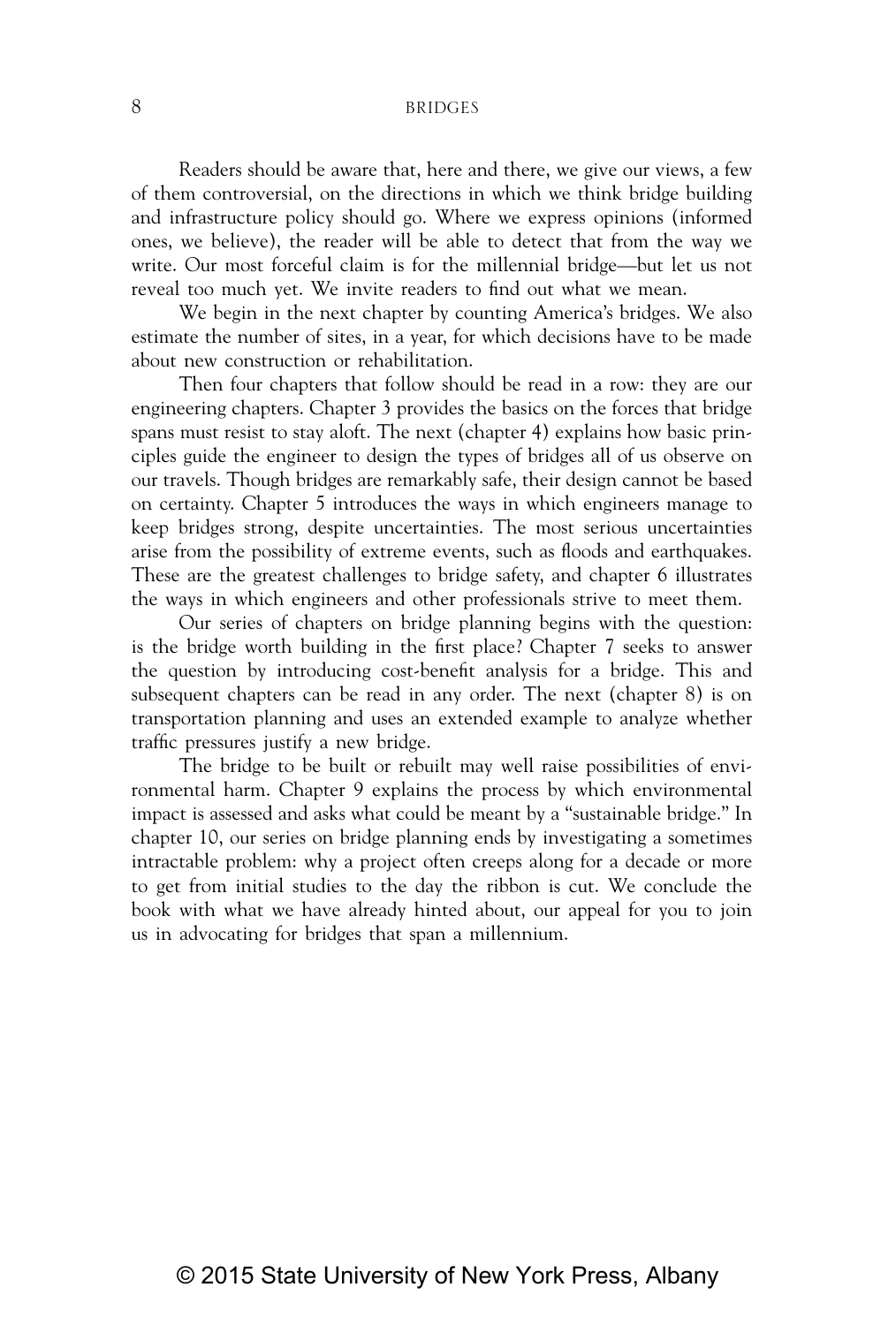Readers should be aware that, here and there, we give our views, a few of them controversial, on the directions in which we think bridge building and infrastructure policy should go. Where we express opinions (informed ones, we believe), the reader will be able to detect that from the way we write. Our most forceful claim is for the millennial bridge—but let us not reveal too much yet. We invite readers to find out what we mean.

We begin in the next chapter by counting America's bridges. We also estimate the number of sites, in a year, for which decisions have to be made about new construction or rehabilitation.

Then four chapters that follow should be read in a row: they are our engineering chapters. Chapter 3 provides the basics on the forces that bridge spans must resist to stay aloft. The next (chapter 4) explains how basic principles guide the engineer to design the types of bridges all of us observe on our travels. Though bridges are remarkably safe, their design cannot be based on certainty. Chapter 5 introduces the ways in which engineers manage to keep bridges strong, despite uncertainties. The most serious uncertainties arise from the possibility of extreme events, such as floods and earthquakes. These are the greatest challenges to bridge safety, and chapter 6 illustrates the ways in which engineers and other professionals strive to meet them.

Our series of chapters on bridge planning begins with the question: is the bridge worth building in the first place? Chapter 7 seeks to answer the question by introducing cost-benefit analysis for a bridge. This and subsequent chapters can be read in any order. The next (chapter 8) is on transportation planning and uses an extended example to analyze whether traffic pressures justify a new bridge.

The bridge to be built or rebuilt may well raise possibilities of environmental harm. Chapter 9 explains the process by which environmental impact is assessed and asks what could be meant by a "sustainable bridge." In chapter 10, our series on bridge planning ends by investigating a sometimes intractable problem: why a project often creeps along for a decade or more to get from initial studies to the day the ribbon is cut. We conclude the book with what we have already hinted about, our appeal for you to join us in advocating for bridges that span a millennium.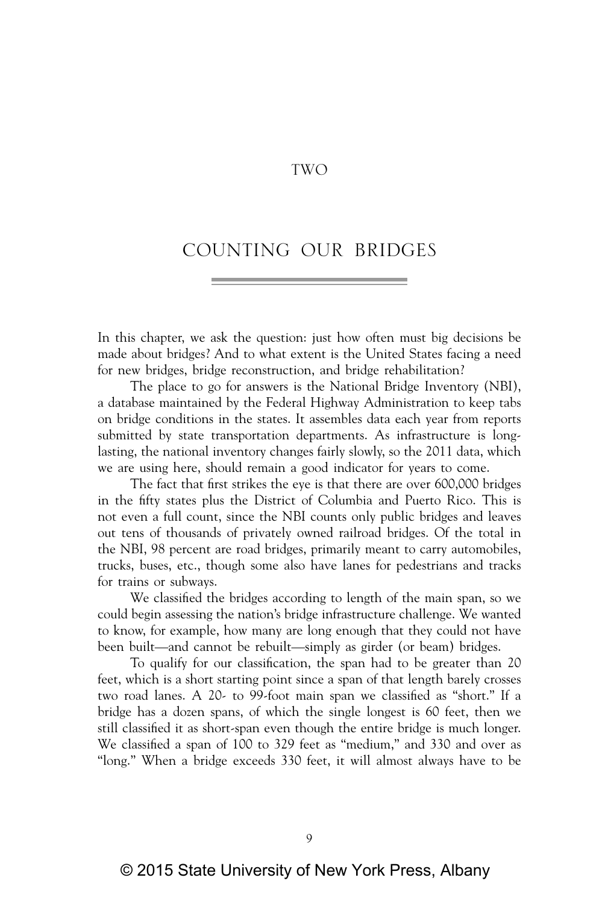TWO

# COUNTING OUR BRIDGES

In this chapter, we ask the question: just how often must big decisions be made about bridges? And to what extent is the United States facing a need for new bridges, bridge reconstruction, and bridge rehabilitation?

The place to go for answers is the National Bridge Inventory (NBI), a database maintained by the Federal Highway Administration to keep tabs on bridge conditions in the states. It assembles data each year from reports submitted by state transportation departments. As infrastructure is long-lasting, the national inventory changes fairly slowly, so the 2011 data, which we are using here, should remain a good indicator for years to come.

The fact that first strikes the eye is that there are over 600,000 bridges in the fifty states plus the District of Columbia and Puerto Rico. This is not even a full count, since the NBI counts only public bridges and leaves out tens of thousands of privately owned railroad bridges. Of the total in the NBI, 98 percent are road bridges, primarily meant to carry automobiles, trucks, buses, etc., though some also have lanes for pedestrians and tracks for trains or subways.

We classified the bridges according to length of the main span, so we could begin assessing the nation's bridge infrastructure challenge. We wanted to know, for example, how many are long enough that they could not have been built—and cannot be rebuilt—simply as girder (or beam) bridges.

To qualify for our classification, the span had to be greater than 20 feet, which is a short starting point since a span of that length barely crosses two road lanes. A 20- to 99-foot main span we classified as "short." If a bridge has a dozen spans, of which the single longest is 60 feet, then we still classified it as short-span even though the entire bridge is much longer. We classified a span of 100 to 329 feet as "medium," and 330 and over as "long." When a bridge exceeds 330 feet, it will almost always have to be

© 2015 State University of New York Press, Albany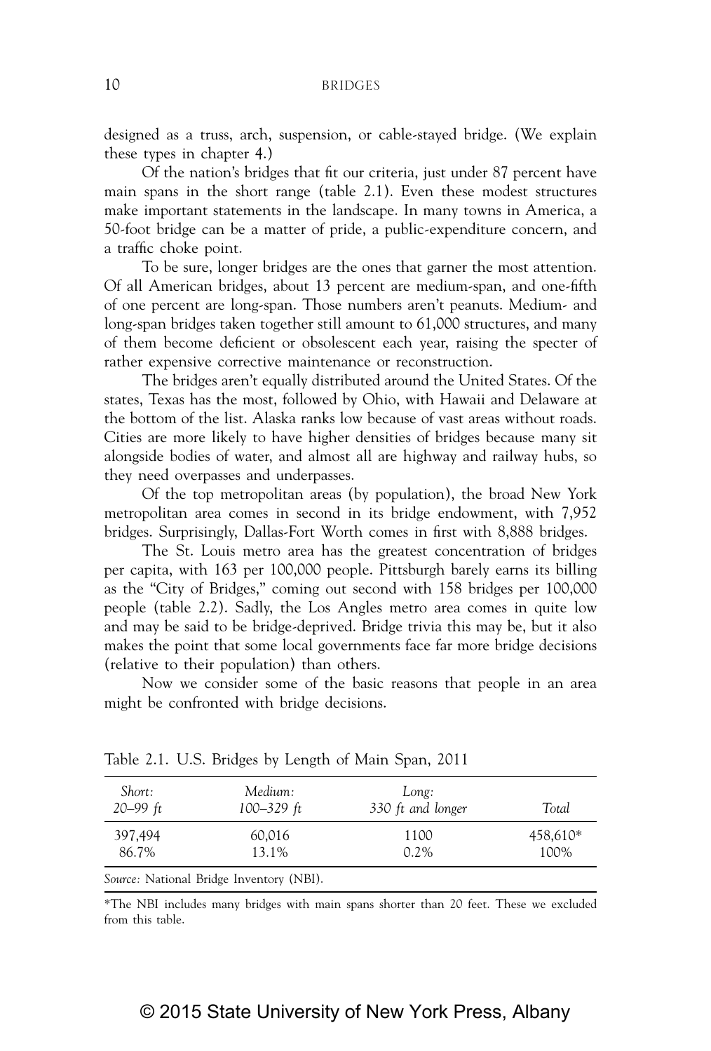designed as a truss, arch, suspension, or cable-stayed bridge. (We explain these types in chapter 4.)

Of the nation's bridges that fit our criteria, just under 87 percent have main spans in the short range (table 2.1). Even these modest structures make important statements in the landscape. In many towns in America, a 50-foot bridge can be a matter of pride, a public-expenditure concern, and a traffic choke point.

To be sure, longer bridges are the ones that garner the most attention. Of all American bridges, about 13 percent are medium-span, and one-fifth of one percent are long-span. Those numbers aren't peanuts. Medium- and long-span bridges taken together still amount to 61,000 structures, and many of them become deficient or obsolescent each year, raising the specter of rather expensive corrective maintenance or reconstruction.

The bridges aren't equally distributed around the United States. Of the states, Texas has the most, followed by Ohio, with Hawaii and Delaware at the bottom of the list. Alaska ranks low because of vast areas without roads. Cities are more likely to have higher densities of bridges because many sit alongside bodies of water, and almost all are highway and railway hubs, so they need overpasses and underpasses.

Of the top metropolitan areas (by population), the broad New York metropolitan area comes in second in its bridge endowment, with 7,952 bridges. Surprisingly, Dallas-Fort Worth comes in first with 8,888 bridges.

The St. Louis metro area has the greatest concentration of bridges per capita, with 163 per 100,000 people. Pittsburgh barely earns its billing as the "City of Bridges," coming out second with 158 bridges per 100,000 people (table 2.2). Sadly, the Los Angles metro area comes in quite low and may be said to be bridge-deprived. Bridge trivia this may be, but it also makes the point that some local governments face far more bridge decisions (relative to their population) than others.

Now we consider some of the basic reasons that people in an area might be confronted with bridge decisions.

Table 2.1. U.S. Bridges by Length of Main Span, 2011

| *Short: 20–99 ft* | *Medium: 100–329 ft* | *Long: 330 ft and longer* | *Total* |
|---|---|---|---|
| 397,494 | 60,016 | 1100 | 458,610* |
| 86.7% | 13.1% | 0.2% | 100% |

*Source:* National Bridge Inventory (NBI).

*The NBI includes many bridges with main spans shorter than 20 feet. These we excluded from this table.

© 2015 State University of New York Press, Albany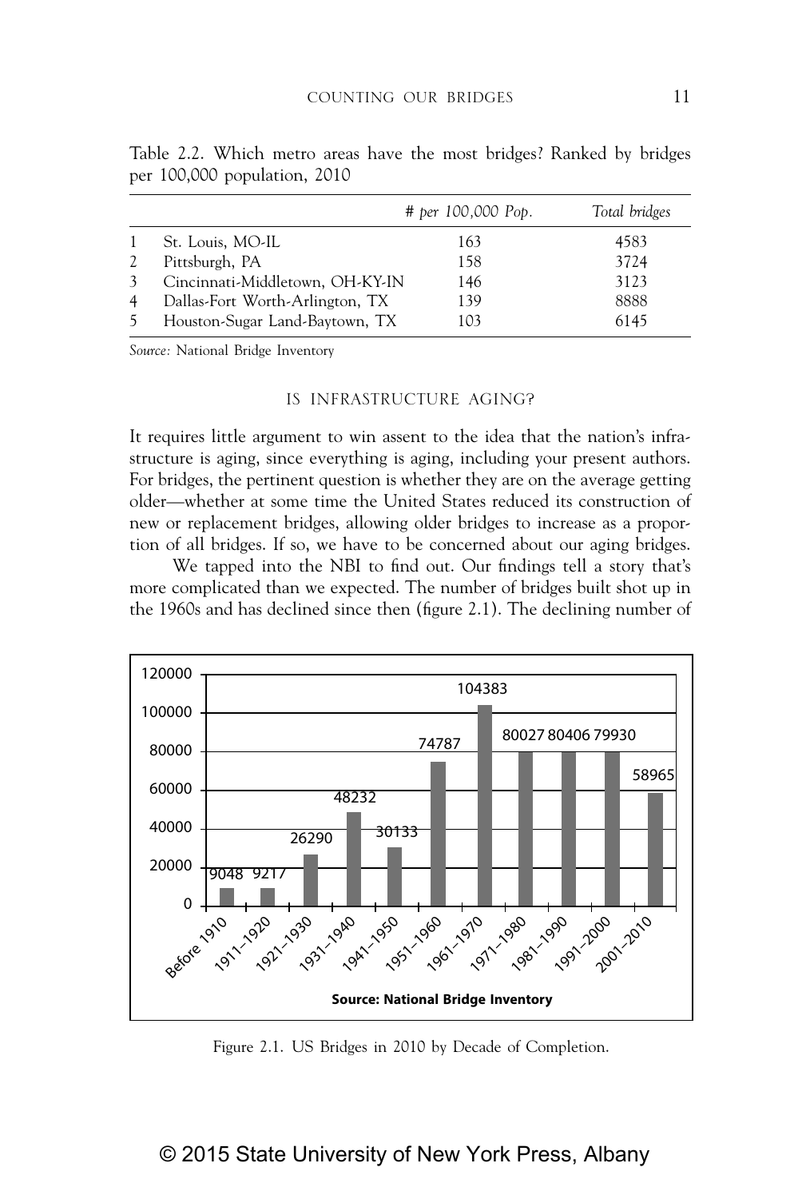Table 2.2. Which metro areas have the most bridges? Ranked by bridges per 100,000 population, 2010

| | | *# per 100,000 Pop.* | *Total bridges* |
|---|---|---|---|
| 1 | St. Louis, MO-IL | 163 | 4583 |
| 2 | Pittsburgh, PA | 158 | 3724 |
| 3 | Cincinnati-Middletown, OH-KY-IN | 146 | 3123 |
| 4 | Dallas-Fort Worth-Arlington, TX | 139 | 8888 |
| 5 | Houston-Sugar Land-Baytown, TX | 103 | 6145 |

*Source:* National Bridge Inventory

## IS INFRASTRUCTURE AGING?

It requires little argument to win assent to the idea that the nation's infrastructure is aging, since everything is aging, including your present authors. For bridges, the pertinent question is whether they are on the average getting older—whether at some time the United States reduced its construction of new or replacement bridges, allowing older bridges to increase as a proportion of all bridges. If so, we have to be concerned about our aging bridges.

We tapped into the NBI to find out. Our findings tell a story that's more complicated than we expected. The number of bridges built shot up in the 1960s and has declined since then (figure 2.1). The declining number of

Figure 2.1. US Bridges in 2010 by Decade of Completion.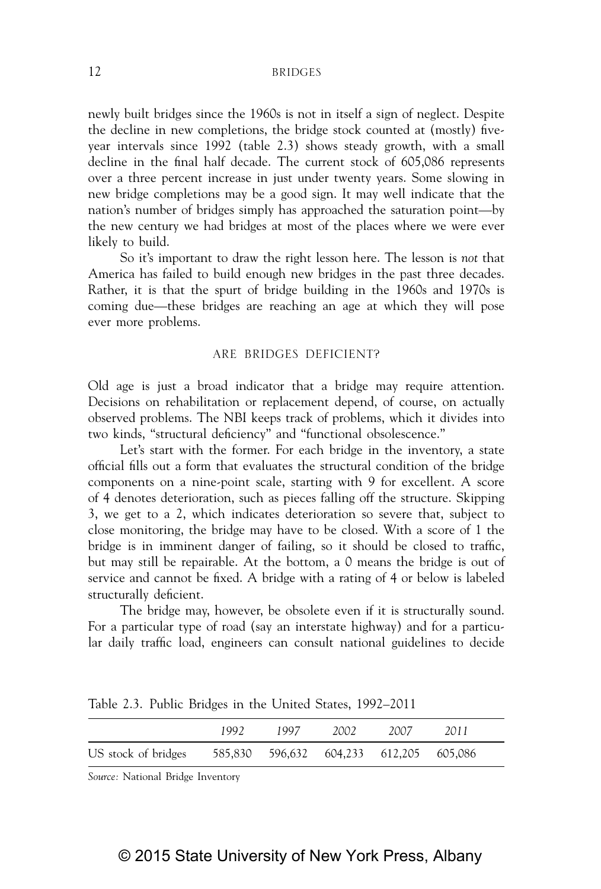newly built bridges since the 1960s is not in itself a sign of neglect. Despite the decline in new completions, the bridge stock counted at (mostly) five-year intervals since 1992 (table 2.3) shows steady growth, with a small decline in the final half decade. The current stock of 605,086 represents over a three percent increase in just under twenty years. Some slowing in new bridge completions may be a good sign. It may well indicate that the nation's number of bridges simply has approached the saturation point—by the new century we had bridges at most of the places where we were ever likely to build.

So it's important to draw the right lesson here. The lesson is *not* that America has failed to build enough new bridges in the past three decades. Rather, it is that the spurt of bridge building in the 1960s and 1970s is coming due—these bridges are reaching an age at which they will pose ever more problems.

## ARE BRIDGES DEFICIENT?

Old age is just a broad indicator that a bridge may require attention. Decisions on rehabilitation or replacement depend, of course, on actually observed problems. The NBI keeps track of problems, which it divides into two kinds, "structural deficiency" and "functional obsolescence."

Let's start with the former. For each bridge in the inventory, a state official fills out a form that evaluates the structural condition of the bridge components on a nine-point scale, starting with 9 for excellent. A score of 4 denotes deterioration, such as pieces falling off the structure. Skipping 3, we get to a 2, which indicates deterioration so severe that, subject to close monitoring, the bridge may have to be closed. With a score of 1 the bridge is in imminent danger of failing, so it should be closed to traffic, but may still be repairable. At the bottom, a 0 means the bridge is out of service and cannot be fixed. A bridge with a rating of 4 or below is labeled structurally deficient.

The bridge may, however, be obsolete even if it is structurally sound. For a particular type of road (say an interstate highway) and for a particular daily traffic load, engineers can consult national guidelines to decide

Table 2.3. Public Bridges in the United States, 1992–2011

| | *1992* | *1997* | *2002* | *2007* | *2011* |
|---|---|---|---|---|---|
| US stock of bridges | 585,830 | 596,632 | 604,233 | 612,205 | 605,086 |

*Source:* National Bridge Inventory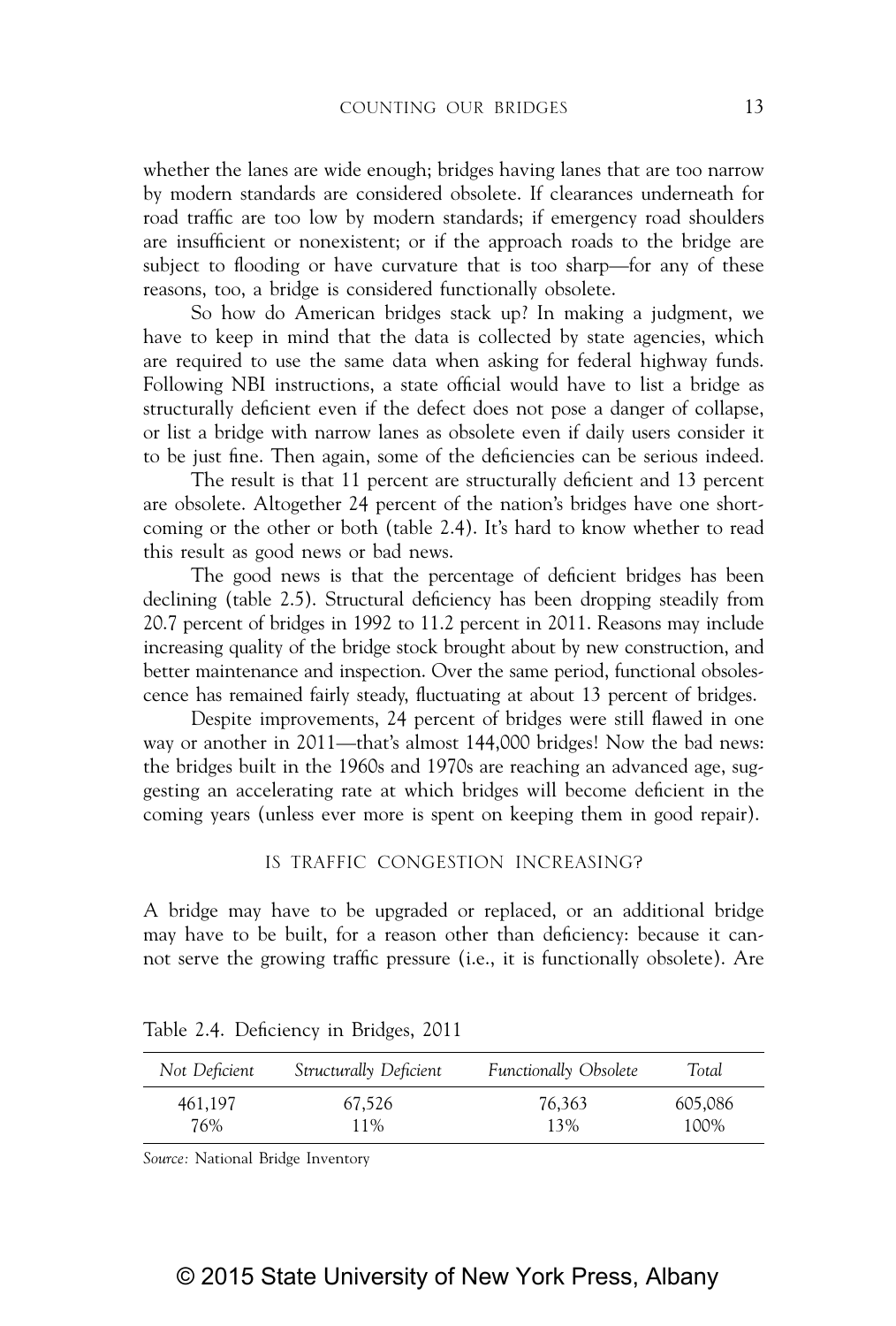whether the lanes are wide enough; bridges having lanes that are too narrow by modern standards are considered obsolete. If clearances underneath for road traffic are too low by modern standards; if emergency road shoulders are insufficient or nonexistent; or if the approach roads to the bridge are subject to flooding or have curvature that is too sharp—for any of these reasons, too, a bridge is considered functionally obsolete.

So how do American bridges stack up? In making a judgment, we have to keep in mind that the data is collected by state agencies, which are required to use the same data when asking for federal highway funds. Following NBI instructions, a state official would have to list a bridge as structurally deficient even if the defect does not pose a danger of collapse, or list a bridge with narrow lanes as obsolete even if daily users consider it to be just fine. Then again, some of the deficiencies can be serious indeed.

The result is that 11 percent are structurally deficient and 13 percent are obsolete. Altogether 24 percent of the nation's bridges have one shortcoming or the other or both (table 2.4). It's hard to know whether to read this result as good news or bad news.

The good news is that the percentage of deficient bridges has been declining (table 2.5). Structural deficiency has been dropping steadily from 20.7 percent of bridges in 1992 to 11.2 percent in 2011. Reasons may include increasing quality of the bridge stock brought about by new construction, and better maintenance and inspection. Over the same period, functional obsolescence has remained fairly steady, fluctuating at about 13 percent of bridges.

Despite improvements, 24 percent of bridges were still flawed in one way or another in 2011—that's almost 144,000 bridges! Now the bad news: the bridges built in the 1960s and 1970s are reaching an advanced age, suggesting an accelerating rate at which bridges will become deficient in the coming years (unless ever more is spent on keeping them in good repair).

## IS TRAFFIC CONGESTION INCREASING?

A bridge may have to be upgraded or replaced, or an additional bridge may have to be built, for a reason other than deficiency: because it cannot serve the growing traffic pressure (i.e., it is functionally obsolete). Are

Table 2.4. Deficiency in Bridges, 2011

| *Not Deficient* | *Structurally Deficient* | *Functionally Obsolete* | *Total* |
|---|---|---|---|
| 461,197 | 67,526 | 76,363 | 605,086 |
| 76% | 11% | 13% | 100% |

*Source:* National Bridge Inventory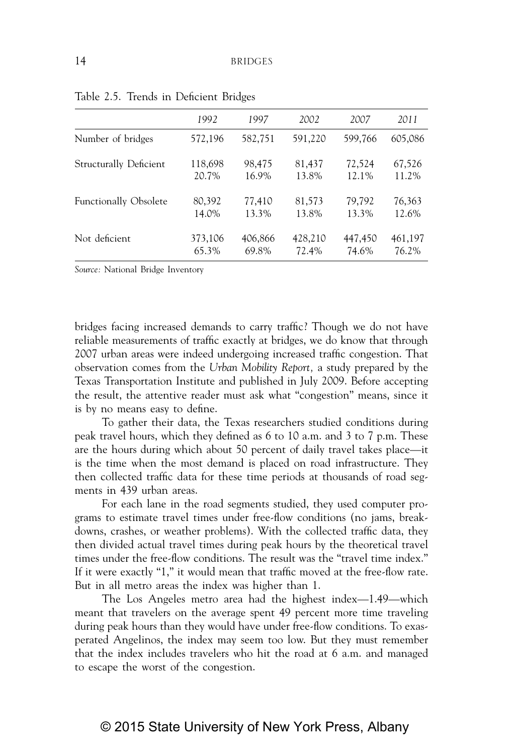Table 2.5. Trends in Deficient Bridges

| | 1992 | 1997 | 2002 | 2007 | 2011 |
|---|---|---|---|---|---|
| Number of bridges | 572,196 | 582,751 | 591,220 | 599,766 | 605,086 |
| Structurally Deficient | 118,698<br>20.7% | 98,475<br>16.9% | 81,437<br>13.8% | 72,524<br>12.1% | 67,526<br>11.2% |
| Functionally Obsolete | 80,392<br>14.0% | 77,410<br>13.3% | 81,573<br>13.8% | 79,792<br>13.3% | 76,363<br>12.6% |
| Not deficient | 373,106<br>65.3% | 406,866<br>69.8% | 428,210<br>72.4% | 447,450<br>74.6% | 461,197<br>76.2% |

*Source:* National Bridge Inventory

bridges facing increased demands to carry traffic? Though we do not have reliable measurements of traffic exactly at bridges, we do know that through 2007 urban areas were indeed undergoing increased traffic congestion. That observation comes from the *Urban Mobility Report,* a study prepared by the Texas Transportation Institute and published in July 2009. Before accepting the result, the attentive reader must ask what "congestion" means, since it is by no means easy to define.

To gather their data, the Texas researchers studied conditions during peak travel hours, which they defined as 6 to 10 a.m. and 3 to 7 p.m. These are the hours during which about 50 percent of daily travel takes place—it is the time when the most demand is placed on road infrastructure. They then collected traffic data for these time periods at thousands of road segments in 439 urban areas.

For each lane in the road segments studied, they used computer programs to estimate travel times under free-flow conditions (no jams, breakdowns, crashes, or weather problems). With the collected traffic data, they then divided actual travel times during peak hours by the theoretical travel times under the free-flow conditions. The result was the "travel time index." If it were exactly "1," it would mean that traffic moved at the free-flow rate. But in all metro areas the index was higher than 1.

The Los Angeles metro area had the highest index—1.49—which meant that travelers on the average spent 49 percent more time traveling during peak hours than they would have under free-flow conditions. To exasperated Angelinos, the index may seem too low. But they must remember that the index includes travelers who hit the road at 6 a.m. and managed to escape the worst of the congestion.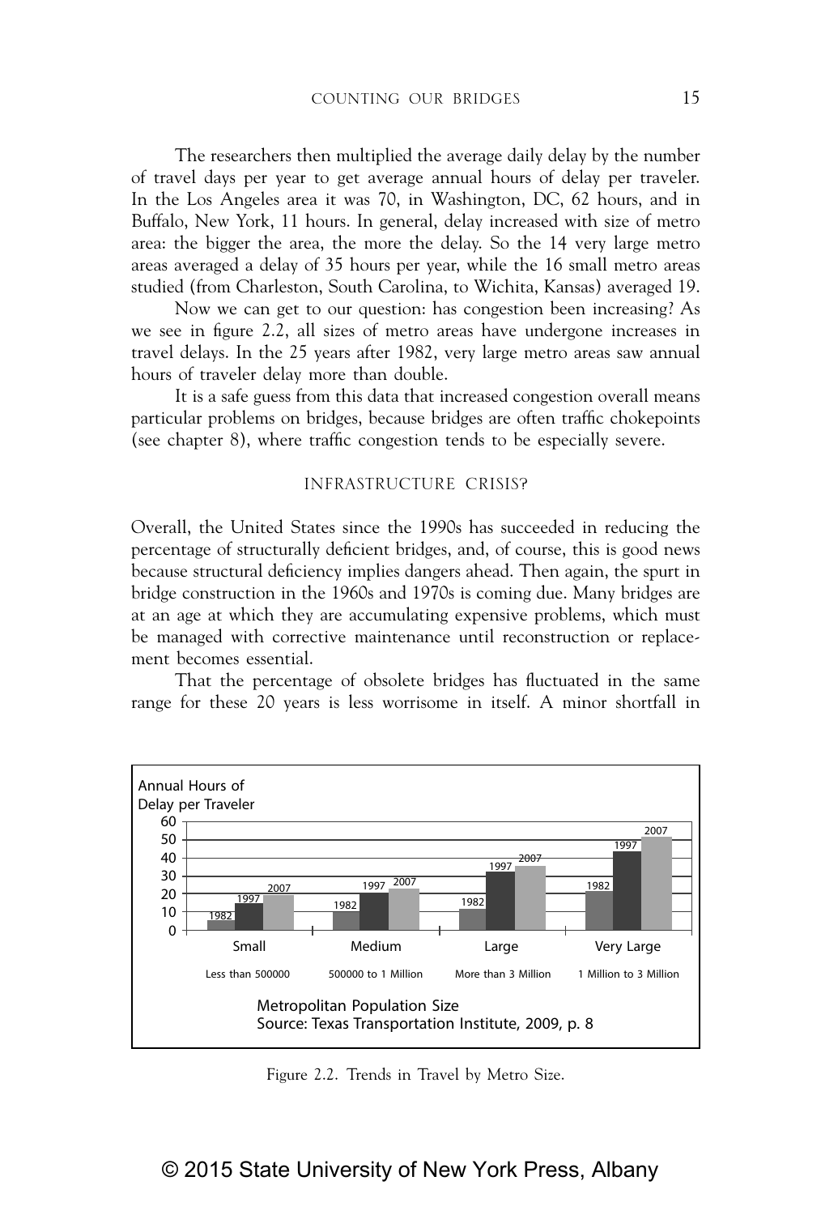The researchers then multiplied the average daily delay by the number of travel days per year to get average annual hours of delay per traveler. In the Los Angeles area it was 70, in Washington, DC, 62 hours, and in Buffalo, New York, 11 hours. In general, delay increased with size of metro area: the bigger the area, the more the delay. So the 14 very large metro areas averaged a delay of 35 hours per year, while the 16 small metro areas studied (from Charleston, South Carolina, to Wichita, Kansas) averaged 19.

Now we can get to our question: has congestion been increasing? As we see in figure 2.2, all sizes of metro areas have undergone increases in travel delays. In the 25 years after 1982, very large metro areas saw annual hours of traveler delay more than double.

It is a safe guess from this data that increased congestion overall means particular problems on bridges, because bridges are often traffic chokepoints (see chapter 8), where traffic congestion tends to be especially severe.

## INFRASTRUCTURE CRISIS?

Overall, the United States since the 1990s has succeeded in reducing the percentage of structurally deficient bridges, and, of course, this is good news because structural deficiency implies dangers ahead. Then again, the spurt in bridge construction in the 1960s and 1970s is coming due. Many bridges are at an age at which they are accumulating expensive problems, which must be managed with corrective maintenance until reconstruction or replacement becomes essential.

That the percentage of obsolete bridges has fluctuated in the same range for these 20 years is less worrisome in itself. A minor shortfall in

Figure 2.2. Trends in Travel by Metro Size.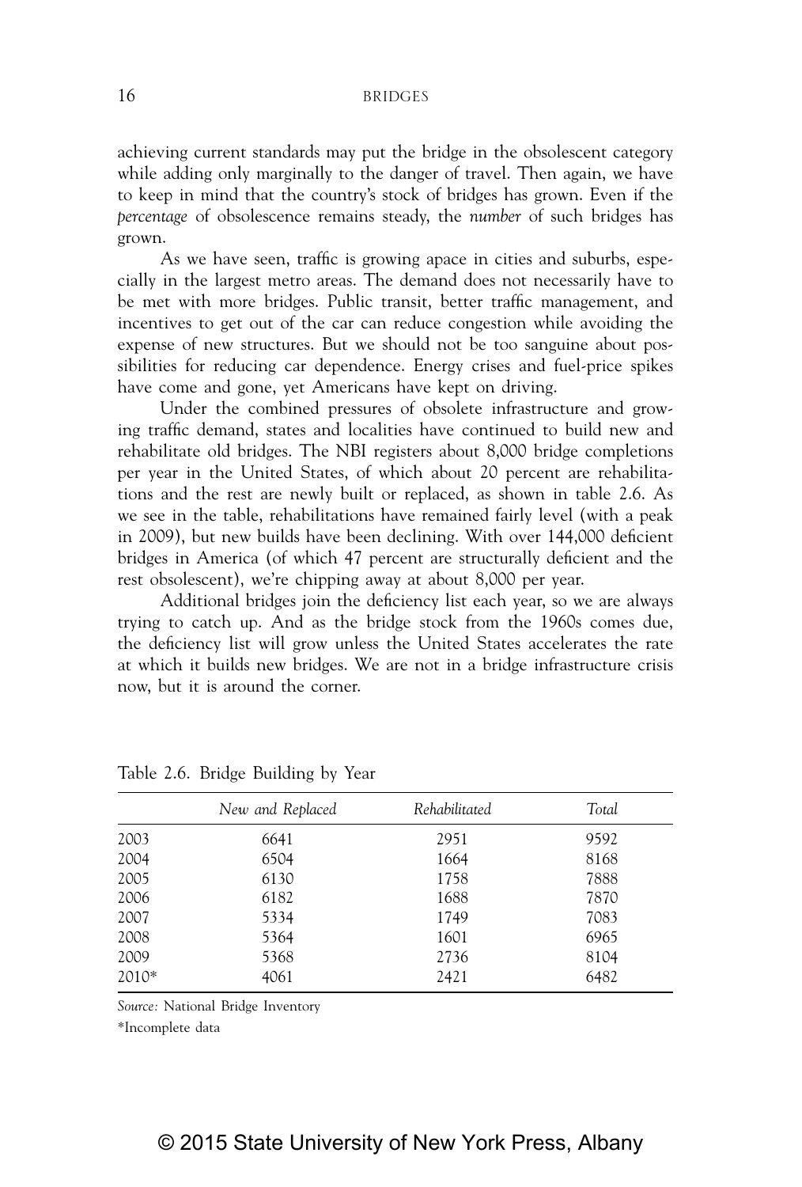achieving current standards may put the bridge in the obsolescent category while adding only marginally to the danger of travel. Then again, we have to keep in mind that the country's stock of bridges has grown. Even if the *percentage* of obsolescence remains steady, the *number* of such bridges has grown.

As we have seen, traffic is growing apace in cities and suburbs, especially in the largest metro areas. The demand does not necessarily have to be met with more bridges. Public transit, better traffic management, and incentives to get out of the car can reduce congestion while avoiding the expense of new structures. But we should not be too sanguine about possibilities for reducing car dependence. Energy crises and fuel-price spikes have come and gone, yet Americans have kept on driving.

Under the combined pressures of obsolete infrastructure and growing traffic demand, states and localities have continued to build new and rehabilitate old bridges. The NBI registers about 8,000 bridge completions per year in the United States, of which about 20 percent are rehabilitations and the rest are newly built or replaced, as shown in table 2.6. As we see in the table, rehabilitations have remained fairly level (with a peak in 2009), but new builds have been declining. With over 144,000 deficient bridges in America (of which 47 percent are structurally deficient and the rest obsolescent), we're chipping away at about 8,000 per year.

Additional bridges join the deficiency list each year, so we are always trying to catch up. And as the bridge stock from the 1960s comes due, the deficiency list will grow unless the United States accelerates the rate at which it builds new bridges. We are not in a bridge infrastructure crisis now, but it is around the corner.

Table 2.6. Bridge Building by Year

| | *New and Replaced* | *Rehabilitated* | *Total* |
|---|---|---|---|
| 2003 | 6641 | 2951 | 9592 |
| 2004 | 6504 | 1664 | 8168 |
| 2005 | 6130 | 1758 | 7888 |
| 2006 | 6182 | 1688 | 7870 |
| 2007 | 5334 | 1749 | 7083 |
| 2008 | 5364 | 1601 | 6965 |
| 2009 | 5368 | 2736 | 8104 |
| 2010* | 4061 | 2421 | 6482 |

*Source:* National Bridge Inventory

*Incomplete data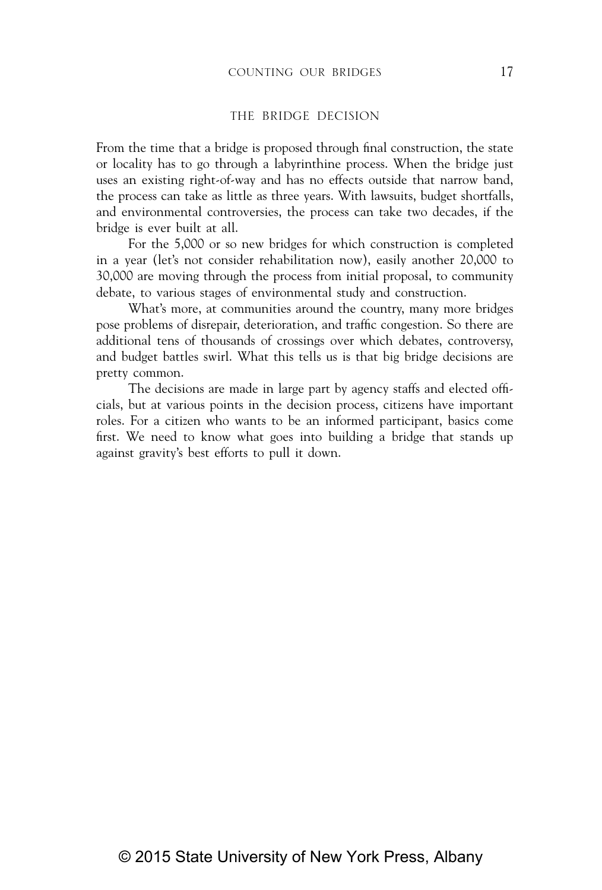## THE BRIDGE DECISION

From the time that a bridge is proposed through final construction, the state or locality has to go through a labyrinthine process. When the bridge just uses an existing right-of-way and has no effects outside that narrow band, the process can take as little as three years. With lawsuits, budget shortfalls, and environmental controversies, the process can take two decades, if the bridge is ever built at all.

For the 5,000 or so new bridges for which construction is completed in a year (let's not consider rehabilitation now), easily another 20,000 to 30,000 are moving through the process from initial proposal, to community debate, to various stages of environmental study and construction.

What's more, at communities around the country, many more bridges pose problems of disrepair, deterioration, and traffic congestion. So there are additional tens of thousands of crossings over which debates, controversy, and budget battles swirl. What this tells us is that big bridge decisions are pretty common.

The decisions are made in large part by agency staffs and elected officials, but at various points in the decision process, citizens have important roles. For a citizen who wants to be an informed participant, basics come first. We need to know what goes into building a bridge that stands up against gravity's best efforts to pull it down.

© 2015 State University of New York Press, Albany